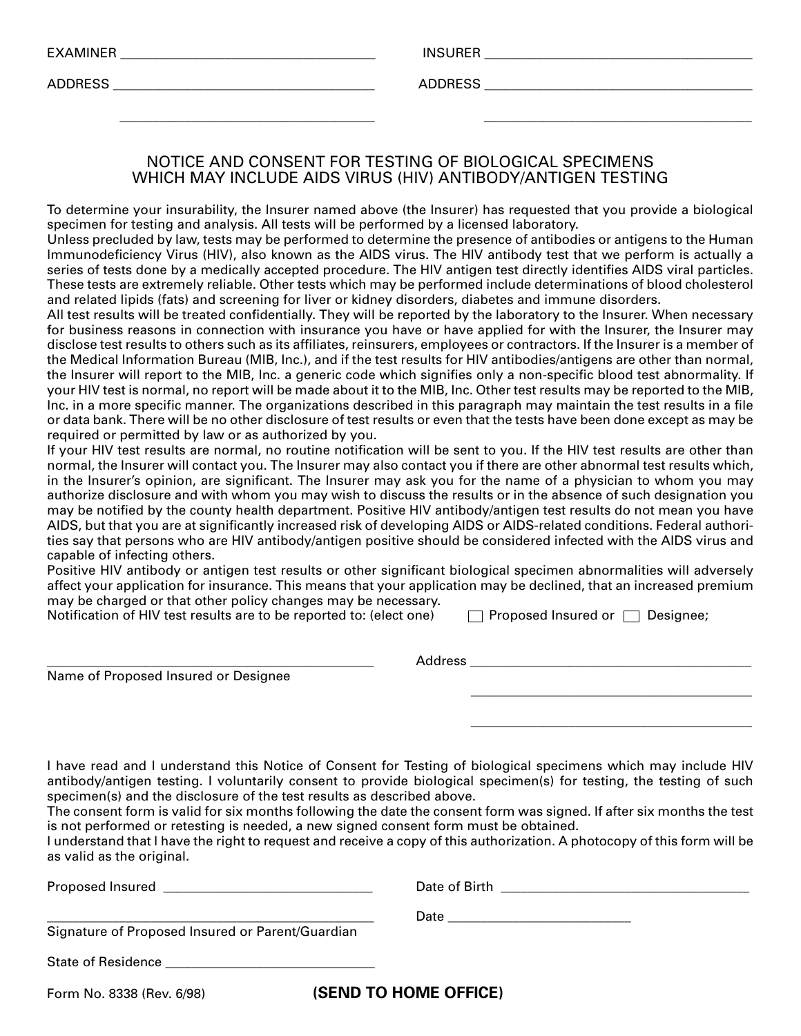EXAMINER ____________________________________ INSURER ____________________________________

ADDRESS ____________________________________ ADDRESS ____________________________________

____________________________________ ____________________________________

## NOTICE AND CONSENT FOR TESTING OF BIOLOGICAL SPECIMENS WHICH MAY INCLUDE AIDS VIRUS (HIV) ANTIBODY/ANTIGEN TESTING

To determine your insurability, the Insurer named above (the Insurer) has requested that you provide a biological specimen for testing and analysis. All tests will be performed by a licensed laboratory.

Unless precluded by law, tests may be performed to determine the presence of antibodies or antigens to the Human Immunodeficiency Virus (HIV), also known as the AIDS virus. The HIV antibody test that we perform is actually a series of tests done by a medically accepted procedure. The HIV antigen test directly identifies AIDS viral particles. These tests are extremely reliable. Other tests which may be performed include determinations of blood cholesterol and related lipids (fats) and screening for liver or kidney disorders, diabetes and immune disorders.

All test results will be treated confidentially. They will be reported by the laboratory to the Insurer. When necessary for business reasons in connection with insurance you have or have applied for with the Insurer, the Insurer may disclose test results to others such as its affiliates, reinsurers, employees or contractors. If the Insurer is a member of the Medical Information Bureau (MIB, Inc.), and if the test results for HIV antibodies/antigens are other than normal, the Insurer will report to the MIB, Inc. a generic code which signifies only a non-specific blood test abnormality. If your HIV test is normal, no report will be made about it to the MIB, Inc. Other test results may be reported to the MIB, Inc. in a more specific manner. The organizations described in this paragraph may maintain the test results in a file or data bank. There will be no other disclosure of test results or even that the tests have been done except as may be required or permitted by law or as authorized by you.

If your HIV test results are normal, no routine notification will be sent to you. If the HIV test results are other than normal, the Insurer will contact you. The Insurer may also contact you if there are other abnormal test results which, in the Insurer's opinion, are significant. The Insurer may ask you for the name of a physician to whom you may authorize disclosure and with whom you may wish to discuss the results or in the absence of such designation you may be notified by the county health department. Positive HIV antibody/antigen test results do not mean you have AIDS, but that you are at significantly increased risk of developing AIDS or AIDS-related conditions. Federal authorities say that persons who are HIV antibody/antigen positive should be considered infected with the AIDS virus and capable of infecting others.

Positive HIV antibody or antigen test results or other significant biological specimen abnormalities will adversely affect your application for insurance. This means that your application may be declined, that an increased premium may be charged or that other policy changes may be necessary.

Notification of HIV test results are to be reported to: (elect one) ☐ Proposed Insured or ☐ Designee;

____________________________________ Address ____________________________________
Name of Proposed Insured or Designee

____________________________________

____________________________________

I have read and I understand this Notice of Consent for Testing of biological specimens which may include HIV antibody/antigen testing. I voluntarily consent to provide biological specimen(s) for testing, the testing of such specimen(s) and the disclosure of the test results as described above.

The consent form is valid for six months following the date the consent form was signed. If after six months the test is not performed or retesting is needed, a new signed consent form must be obtained.

I understand that I have the right to request and receive a copy of this authorization. A photocopy of this form will be as valid as the original.

Proposed Insured ______________________________ Date of Birth ____________________________________

____________________________________ Date ____________________________
Signature of Proposed Insured or Parent/Guardian

State of Residence ______________________________

Form No. 8338 (Rev. 6/98) **(SEND TO HOME OFFICE)**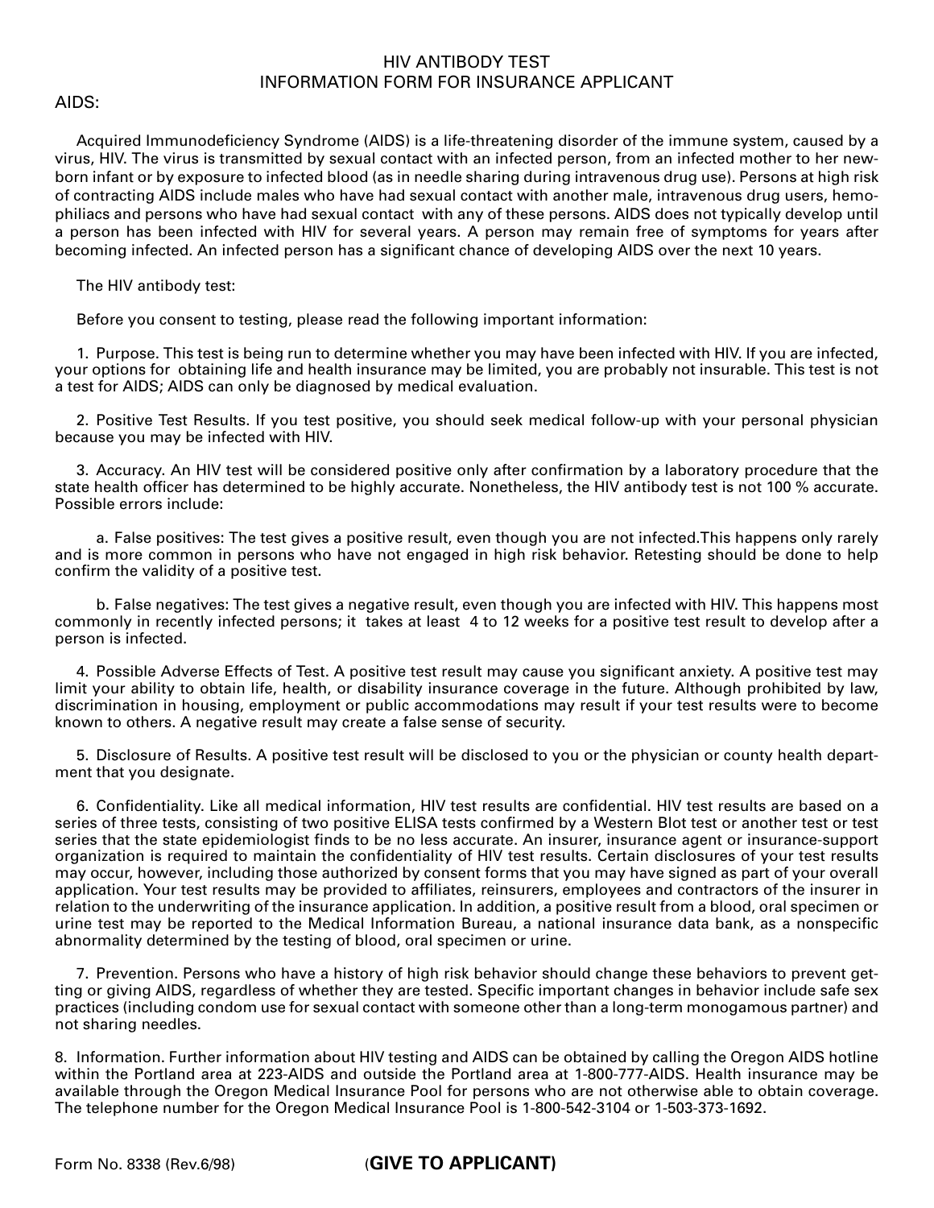# HIV ANTIBODY TEST
# INFORMATION FORM FOR INSURANCE APPLICANT

AIDS:

Acquired Immunodeficiency Syndrome (AIDS) is a life-threatening disorder of the immune system, caused by a virus, HIV. The virus is transmitted by sexual contact with an infected person, from an infected mother to her newborn infant or by exposure to infected blood (as in needle sharing during intravenous drug use). Persons at high risk of contracting AIDS include males who have had sexual contact with another male, intravenous drug users, hemophiliacs and persons who have had sexual contact with any of these persons. AIDS does not typically develop until a person has been infected with HIV for several years. A person may remain free of symptoms for years after becoming infected. An infected person has a significant chance of developing AIDS over the next 10 years.

The HIV antibody test:

Before you consent to testing, please read the following important information:

1. Purpose. This test is being run to determine whether you may have been infected with HIV. If you are infected, your options for obtaining life and health insurance may be limited, you are probably not insurable. This test is not a test for AIDS; AIDS can only be diagnosed by medical evaluation.

2. Positive Test Results. If you test positive, you should seek medical follow-up with your personal physician because you may be infected with HIV.

3. Accuracy. An HIV test will be considered positive only after confirmation by a laboratory procedure that the state health officer has determined to be highly accurate. Nonetheless, the HIV antibody test is not 100 % accurate. Possible errors include:

   a. False positives: The test gives a positive result, even though you are not infected.This happens only rarely and is more common in persons who have not engaged in high risk behavior. Retesting should be done to help confirm the validity of a positive test.

   b. False negatives: The test gives a negative result, even though you are infected with HIV. This happens most commonly in recently infected persons; it takes at least 4 to 12 weeks for a positive test result to develop after a person is infected.

4. Possible Adverse Effects of Test. A positive test result may cause you significant anxiety. A positive test may limit your ability to obtain life, health, or disability insurance coverage in the future. Although prohibited by law, discrimination in housing, employment or public accommodations may result if your test results were to become known to others. A negative result may create a false sense of security.

5. Disclosure of Results. A positive test result will be disclosed to you or the physician or county health department that you designate.

6. Confidentiality. Like all medical information, HIV test results are confidential. HIV test results are based on a series of three tests, consisting of two positive ELISA tests confirmed by a Western Blot test or another test or test series that the state epidemiologist finds to be no less accurate. An insurer, insurance agent or insurance-support organization is required to maintain the confidentiality of HIV test results. Certain disclosures of your test results may occur, however, including those authorized by consent forms that you may have signed as part of your overall application. Your test results may be provided to affiliates, reinsurers, employees and contractors of the insurer in relation to the underwriting of the insurance application. In addition, a positive result from a blood, oral specimen or urine test may be reported to the Medical Information Bureau, a national insurance data bank, as a nonspecific abnormality determined by the testing of blood, oral specimen or urine.

7. Prevention. Persons who have a history of high risk behavior should change these behaviors to prevent getting or giving AIDS, regardless of whether they are tested. Specific important changes in behavior include safe sex practices (including condom use for sexual contact with someone other than a long-term monogamous partner) and not sharing needles.

8. Information. Further information about HIV testing and AIDS can be obtained by calling the Oregon AIDS hotline within the Portland area at 223-AIDS and outside the Portland area at 1-800-777-AIDS. Health insurance may be available through the Oregon Medical Insurance Pool for persons who are not otherwise able to obtain coverage. The telephone number for the Oregon Medical Insurance Pool is 1-800-542-3104 or 1-503-373-1692.

Form No. 8338 (Rev.6/98) **(GIVE TO APPLICANT)**